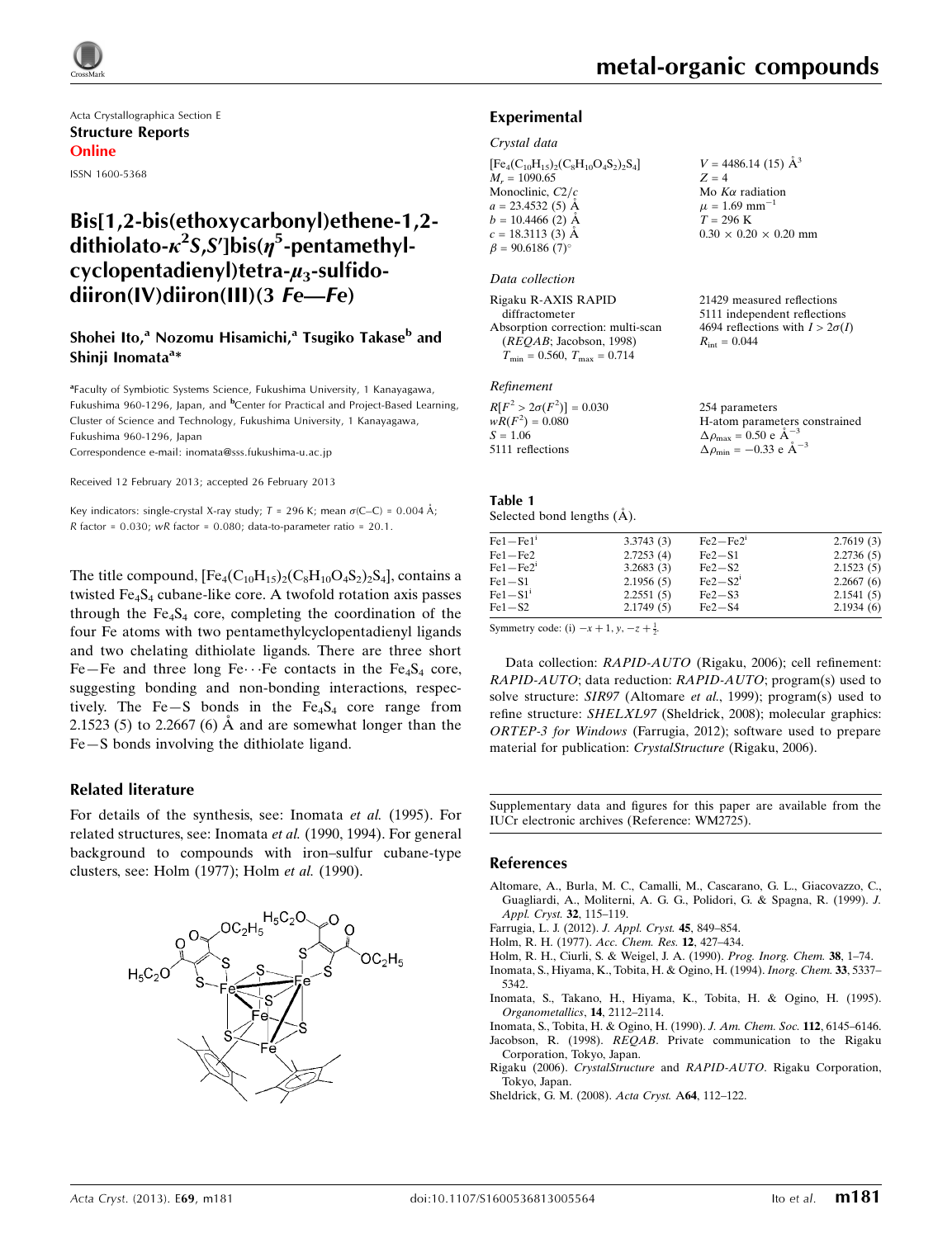Acta Crystallographica Section E
**Structure Reports**
**Online**

ISSN 1600-5368

# Bis[1,2-bis(ethoxycarbonyl)ethene-1,2-dithiolato-$\kappa^2S,S'$]bis($\eta^5$-pentamethylcyclopentadienyl)tetra-$\mu_3$-sulfido-diiron(IV)diiron(III)(3 *Fe—Fe*)

**Shohei Ito,[a] Nozomu Hisamichi,[a] Tsugiko Takase[b] and Shinji Inomata[a]***

[a]Faculty of Symbiotic Systems Science, Fukushima University, 1 Kanayagawa, Fukushima 960-1296, Japan, and [b]Center for Practical and Project-Based Learning, Cluster of Science and Technology, Fukushima University, 1 Kanayagawa, Fukushima 960-1296, Japan

Correspondence e-mail: inomata@sss.fukushima-u.ac.jp

Received 12 February 2013; accepted 26 February 2013

Key indicators: single-crystal X-ray study; $T$ = 296 K; mean $\sigma$(C–C) = 0.004 Å; $R$ factor = 0.030; $wR$ factor = 0.080; data-to-parameter ratio = 20.1.

The title compound, $[Fe_4(C_{10}H_{15})_2(C_8H_{10}O_4S_2)_2S_4]$, contains a twisted $Fe_4S_4$ cubane-like core. A twofold rotation axis passes through the $Fe_4S_4$ core, completing the coordination of the four Fe atoms with two pentamethylcyclopentadienyl ligands and two chelating dithiolate ligands. There are three short Fe—Fe and three long Fe⋯Fe contacts in the $Fe_4S_4$ core, suggesting bonding and non-bonding interactions, respectively. The Fe—S bonds in the $Fe_4S_4$ core range from 2.1523 (5) to 2.2667 (6) Å and are somewhat longer than the Fe—S bonds involving the dithiolate ligand.

## Related literature

For details of the synthesis, see: Inomata *et al.* (1995). For related structures, see: Inomata *et al.* (1990, 1994). For general background to compounds with iron–sulfur cubane-type clusters, see: Holm (1977); Holm *et al.* (1990).

## Experimental

### Crystal data

$[Fe_4(C_{10}H_{15})_2(C_8H_{10}O_4S_2)_2S_4]$
$M_r$ = 1090.65
Monoclinic, $C2/c$
$a$ = 23.4532 (5) Å
$b$ = 10.4466 (2) Å
$c$ = 18.3113 (3) Å
$\beta$ = 90.6186 (7)°
$V$ = 4486.14 (15) Å$^3$
$Z$ = 4
Mo $K\alpha$ radiation
$\mu$ = 1.69 mm$^{-1}$
$T$ = 296 K
0.30 × 0.20 × 0.20 mm

### Data collection

Rigaku R-AXIS RAPID diffractometer
Absorption correction: multi-scan (*REQAB*; Jacobson, 1998)
$T_{min}$ = 0.560, $T_{max}$ = 0.714
21429 measured reflections
5111 independent reflections
4694 reflections with $I > 2\sigma(I)$
$R_{int}$ = 0.044

### Refinement

$R[F^2 > 2\sigma(F^2)]$ = 0.030
$wR(F^2)$ = 0.080
$S$ = 1.06
5111 reflections
254 parameters
H-atom parameters constrained
$\Delta\rho_{max}$ = 0.50 e Å$^{-3}$
$\Delta\rho_{min}$ = −0.33 e Å$^{-3}$

**Table 1**
Selected bond lengths (Å).

| | | | |
|---|---|---|---|
| Fe1—Fe1[i] | 3.3743 (3) | Fe2—Fe2[i] | 2.7619 (3) |
| Fe1—Fe2 | 2.7253 (4) | Fe2—S1 | 2.2736 (5) |
| Fe1—Fe2[i] | 3.2683 (3) | Fe2—S2 | 2.1523 (5) |
| Fe1—S1 | 2.1956 (5) | Fe2—S2[i] | 2.2667 (6) |
| Fe1—S1[i] | 2.2551 (5) | Fe2—S3 | 2.1541 (5) |
| Fe1—S2 | 2.1749 (5) | Fe2—S4 | 2.1934 (6) |

Symmetry code: (i) $-x+1, y, -z+\frac{1}{2}$.

Data collection: *RAPID-AUTO* (Rigaku, 2006); cell refinement: *RAPID-AUTO*; data reduction: *RAPID-AUTO*; program(s) used to solve structure: *SIR97* (Altomare *et al.*, 1999); program(s) used to refine structure: *SHELXL97* (Sheldrick, 2008); molecular graphics: *ORTEP-3 for Windows* (Farrugia, 2012); software used to prepare material for publication: *CrystalStructure* (Rigaku, 2006).

Supplementary data and figures for this paper are available from the IUCr electronic archives (Reference: WM2725).

## References

Altomare, A., Burla, M. C., Camalli, M., Cascarano, G. L., Giacovazzo, C., Guagliardi, A., Moliterni, A. G. G., Polidori, G. & Spagna, R. (1999). *J. Appl. Cryst.* **32**, 115–119.
Farrugia, L. J. (2012). *J. Appl. Cryst.* **45**, 849–854.
Holm, R. H. (1977). *Acc. Chem. Res.* **12**, 427–434.
Holm, R. H., Ciurli, S. & Weigel, J. A. (1990). *Prog. Inorg. Chem.* **38**, 1–74.
Inomata, S., Hiyama, K., Tobita, H. & Ogino, H. (1994). *Inorg. Chem.* **33**, 5337–5342.
Inomata, S., Takano, H., Hiyama, K., Tobita, H. & Ogino, H. (1995). *Organometallics*, **14**, 2112–2114.
Inomata, S., Tobita, H. & Ogino, H. (1990). *J. Am. Chem. Soc.* **112**, 6145–6146.
Jacobson, R. (1998). *REQAB*. Private communication to the Rigaku Corporation, Tokyo, Japan.
Rigaku (2006). *CrystalStructure* and *RAPID-AUTO*. Rigaku Corporation, Tokyo, Japan.
Sheldrick, G. M. (2008). *Acta Cryst.* A**64**, 112–122.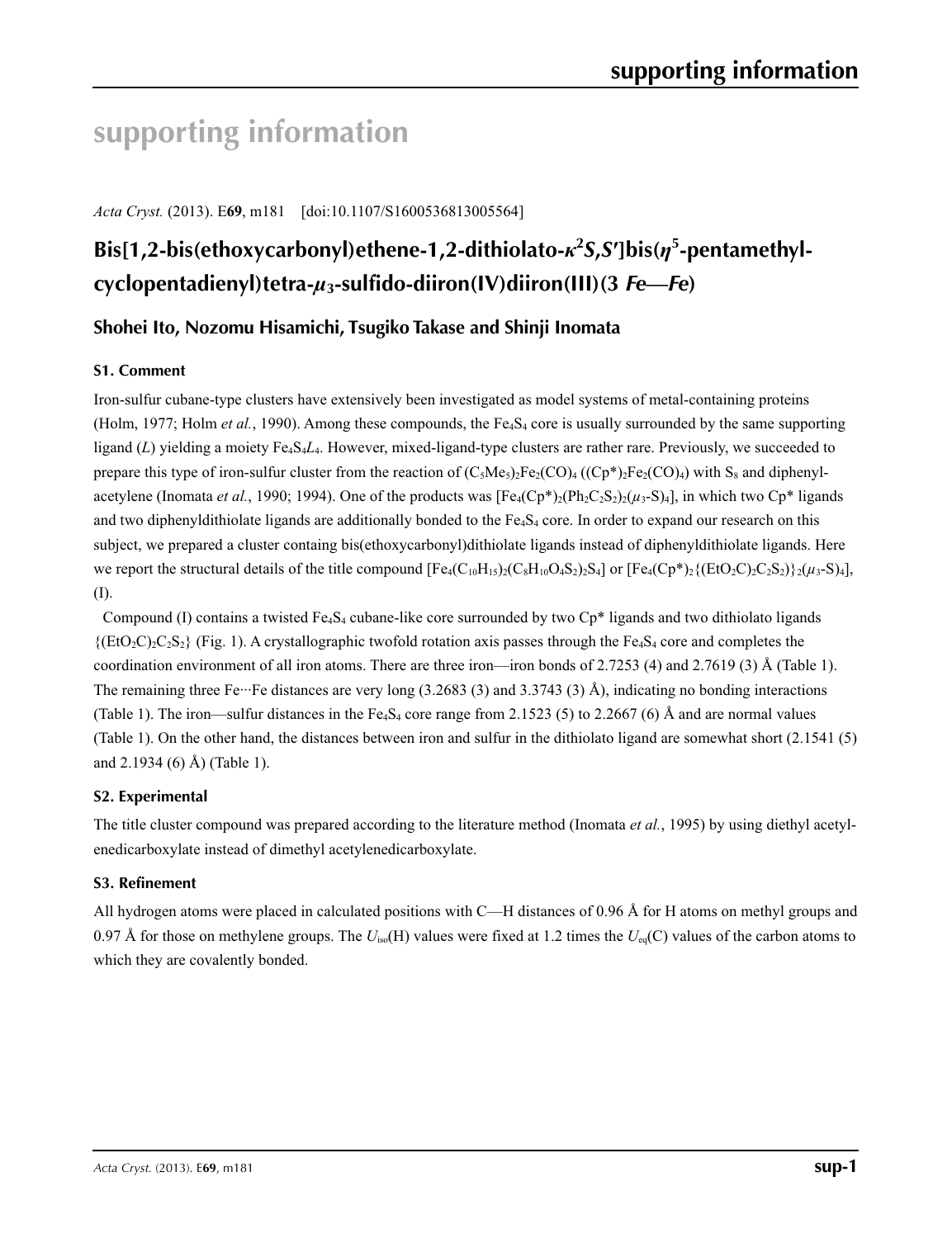# supporting information

*Acta Cryst.* (2013). E**69**, m181 [doi:10.1107/S1600536813005564]

## Bis[1,2-bis(ethoxycarbonyl)ethene-1,2-dithiolato-$\kappa^2S,S'$]bis($\eta^5$-pentamethylcyclopentadienyl)tetra-$\mu_3$-sulfido-diiron(IV)diiron(III)(3 *Fe*—*Fe*)

### Shohei Ito, Nozomu Hisamichi, Tsugiko Takase and Shinji Inomata

### S1. Comment

Iron-sulfur cubane-type clusters have extensively been investigated as model systems of metal-containing proteins (Holm, 1977; Holm *et al.*, 1990). Among these compounds, the $Fe_4S_4$ core is usually surrounded by the same supporting ligand (*L*) yielding a moiety $Fe_4S_4L_4$. However, mixed-ligand-type clusters are rather rare. Previously, we succeeded to prepare this type of iron-sulfur cluster from the reaction of $(C_5Me_5)_2Fe_2(CO)_4$ ($(Cp^*)_2Fe_2(CO)_4$) with $S_8$ and diphenylacetylene (Inomata *et al.*, 1990; 1994). One of the products was $[Fe_4(Cp^*)_2(Ph_2C_2S_2)_2(\mu_3\text{-}S)_4]$, in which two Cp* ligands and two diphenyldithiolate ligands are additionally bonded to the $Fe_4S_4$ core. In order to expand our research on this subject, we prepared a cluster containg bis(ethoxycarbonyl)dithiolate ligands instead of diphenyldithiolate ligands. Here we report the structural details of the title compound $[Fe_4(C_{10}H_{15})_2(C_8H_{10}O_4S_2)_2S_4]$ or $[Fe_4(Cp^*)_2\{(EtO_2C)_2C_2S_2)\}_2(\mu_3\text{-}S)_4]$, (I).

Compound (I) contains a twisted $Fe_4S_4$ cubane-like core surrounded by two Cp* ligands and two dithiolato ligands $\{(EtO_2C)_2C_2S_2\}$ (Fig. 1). A crystallographic twofold rotation axis passes through the $Fe_4S_4$ core and completes the coordination environment of all iron atoms. There are three iron—iron bonds of 2.7253 (4) and 2.7619 (3) Å (Table 1). The remaining three Fe···Fe distances are very long (3.2683 (3) and 3.3743 (3) Å), indicating no bonding interactions (Table 1). The iron—sulfur distances in the $Fe_4S_4$ core range from 2.1523 (5) to 2.2667 (6) Å and are normal values (Table 1). On the other hand, the distances between iron and sulfur in the dithiolato ligand are somewhat short (2.1541 (5) and 2.1934 (6) Å) (Table 1).

### S2. Experimental

The title cluster compound was prepared according to the literature method (Inomata *et al.*, 1995) by using diethyl acetylenedicarboxylate instead of dimethyl acetylenedicarboxylate.

### S3. Refinement

All hydrogen atoms were placed in calculated positions with C—H distances of 0.96 Å for H atoms on methyl groups and 0.97 Å for those on methylene groups. The $U_{iso}$(H) values were fixed at 1.2 times the $U_{eq}$(C) values of the carbon atoms to which they are covalently bonded.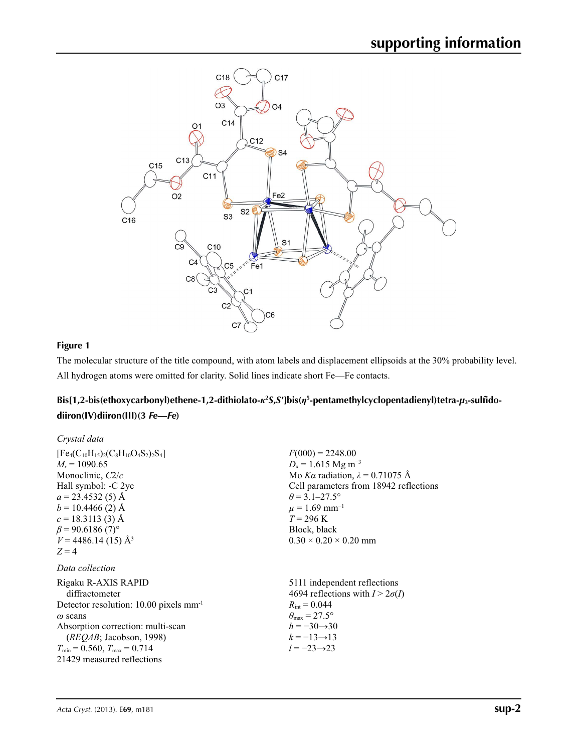**Figure 1**

The molecular structure of the title compound, with atom labels and displacement ellipsoids at the 30% probability level. All hydrogen atoms were omitted for clarity. Solid lines indicate short Fe—Fe contacts.

## Bis[1,2-bis(ethoxycarbonyl)ethene-1,2-dithiolato-$\kappa^2S,S'$]bis($\eta^5$-pentamethylcyclopentadienyl)tetra-$\mu_3$-sulfido-diiron(IV)diiron(III)(3 *Fe—Fe*)

### *Crystal data*

$[Fe_4(C_{10}H_{15})_2(C_8H_{10}O_4S_2)_2S_4]$
$M_r = 1090.65$
Monoclinic, $C2/c$
Hall symbol: -C 2yc
$a = 23.4532$ (5) Å
$b = 10.4466$ (2) Å
$c = 18.3113$ (3) Å
$\beta = 90.6186$ (7)°
$V = 4486.14$ (15) Å$^3$
$Z = 4$

$F(000) = 2248.00$
$D_x = 1.615$ Mg m$^{-3}$
Mo $K\alpha$ radiation, $\lambda = 0.71075$ Å
Cell parameters from 18942 reflections
$\theta = 3.1$–$27.5$°
$\mu = 1.69$ mm$^{-1}$
$T = 296$ K
Block, black
0.30 × 0.20 × 0.20 mm

### *Data collection*

Rigaku R-AXIS RAPID diffractometer
Detector resolution: 10.00 pixels mm$^{-1}$
$\omega$ scans
Absorption correction: multi-scan (*REQAB*; Jacobson, 1998)
$T_{min} = 0.560$, $T_{max} = 0.714$
21429 measured reflections

5111 independent reflections
4694 reflections with $I > 2\sigma(I)$
$R_{int} = 0.044$
$\theta_{max} = 27.5$°
$h = -30 \rightarrow 30$
$k = -13 \rightarrow 13$
$l = -23 \rightarrow 23$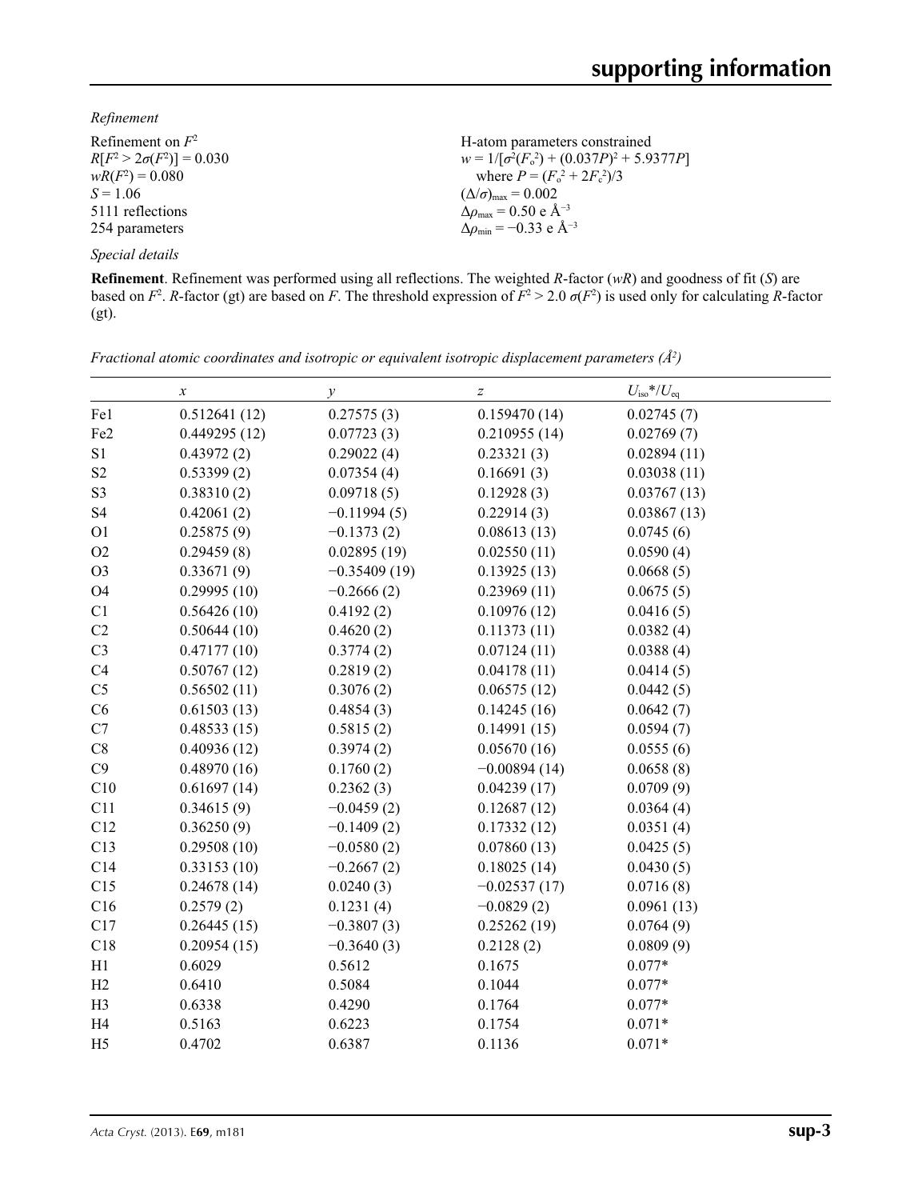*Refinement*

Refinement on $F^2$
$R[F^2 > 2\sigma(F^2)] = 0.030$
$wR(F^2) = 0.080$
$S = 1.06$
5111 reflections
254 parameters

H-atom parameters constrained
$w = 1/[\sigma^2(F_o^2) + (0.037P)^2 + 5.9377P]$
where $P = (F_o^2 + 2F_c^2)/3$
$(\Delta/\sigma)_{max} = 0.002$
$\Delta\rho_{max} = 0.50$ e Å$^{-3}$
$\Delta\rho_{min} = -0.33$ e Å$^{-3}$

*Special details*

**Refinement**. Refinement was performed using all reflections. The weighted $R$-factor ($wR$) and goodness of fit ($S$) are based on $F^2$. $R$-factor (gt) are based on $F$. The threshold expression of $F^2 > 2.0\ \sigma(F^2)$ is used only for calculating $R$-factor (gt).

*Fractional atomic coordinates and isotropic or equivalent isotropic displacement parameters (Å²)*

| | $x$ | $y$ | $z$ | $U_{iso}$\*/$U_{eq}$ |
|---|---|---|---|---|
| Fe1 | 0.512641 (12) | 0.27575 (3) | 0.159470 (14) | 0.02745 (7) |
| Fe2 | 0.449295 (12) | 0.07723 (3) | 0.210955 (14) | 0.02769 (7) |
| S1 | 0.43972 (2) | 0.29022 (4) | 0.23321 (3) | 0.02894 (11) |
| S2 | 0.53399 (2) | 0.07354 (4) | 0.16691 (3) | 0.03038 (11) |
| S3 | 0.38310 (2) | 0.09718 (5) | 0.12928 (3) | 0.03767 (13) |
| S4 | 0.42061 (2) | −0.11994 (5) | 0.22914 (3) | 0.03867 (13) |
| O1 | 0.25875 (9) | −0.1373 (2) | 0.08613 (13) | 0.0745 (6) |
| O2 | 0.29459 (8) | 0.02895 (19) | 0.02550 (11) | 0.0590 (4) |
| O3 | 0.33671 (9) | −0.35409 (19) | 0.13925 (13) | 0.0668 (5) |
| O4 | 0.29995 (10) | −0.2666 (2) | 0.23969 (11) | 0.0675 (5) |
| C1 | 0.56426 (10) | 0.4192 (2) | 0.10976 (12) | 0.0416 (5) |
| C2 | 0.50644 (10) | 0.4620 (2) | 0.11373 (11) | 0.0382 (4) |
| C3 | 0.47177 (10) | 0.3774 (2) | 0.07124 (11) | 0.0388 (4) |
| C4 | 0.50767 (12) | 0.2819 (2) | 0.04178 (11) | 0.0414 (5) |
| C5 | 0.56502 (11) | 0.3076 (2) | 0.06575 (12) | 0.0442 (5) |
| C6 | 0.61503 (13) | 0.4854 (3) | 0.14245 (16) | 0.0642 (7) |
| C7 | 0.48533 (15) | 0.5815 (2) | 0.14991 (15) | 0.0594 (7) |
| C8 | 0.40936 (12) | 0.3974 (2) | 0.05670 (16) | 0.0555 (6) |
| C9 | 0.48970 (16) | 0.1760 (2) | −0.00894 (14) | 0.0658 (8) |
| C10 | 0.61697 (14) | 0.2362 (3) | 0.04239 (17) | 0.0709 (9) |
| C11 | 0.34615 (9) | −0.0459 (2) | 0.12687 (12) | 0.0364 (4) |
| C12 | 0.36250 (9) | −0.1409 (2) | 0.17332 (12) | 0.0351 (4) |
| C13 | 0.29508 (10) | −0.0580 (2) | 0.07860 (13) | 0.0425 (5) |
| C14 | 0.33153 (10) | −0.2667 (2) | 0.18025 (14) | 0.0430 (5) |
| C15 | 0.24678 (14) | 0.0240 (3) | −0.02537 (17) | 0.0716 (8) |
| C16 | 0.2579 (2) | 0.1231 (4) | −0.0829 (2) | 0.0961 (13) |
| C17 | 0.26445 (15) | −0.3807 (3) | 0.25262 (19) | 0.0764 (9) |
| C18 | 0.20954 (15) | −0.3640 (3) | 0.2128 (2) | 0.0809 (9) |
| H1 | 0.6029 | 0.5612 | 0.1675 | 0.077* |
| H2 | 0.6410 | 0.5084 | 0.1044 | 0.077* |
| H3 | 0.6338 | 0.4290 | 0.1764 | 0.077* |
| H4 | 0.5163 | 0.6223 | 0.1754 | 0.071* |
| H5 | 0.4702 | 0.6387 | 0.1136 | 0.071* |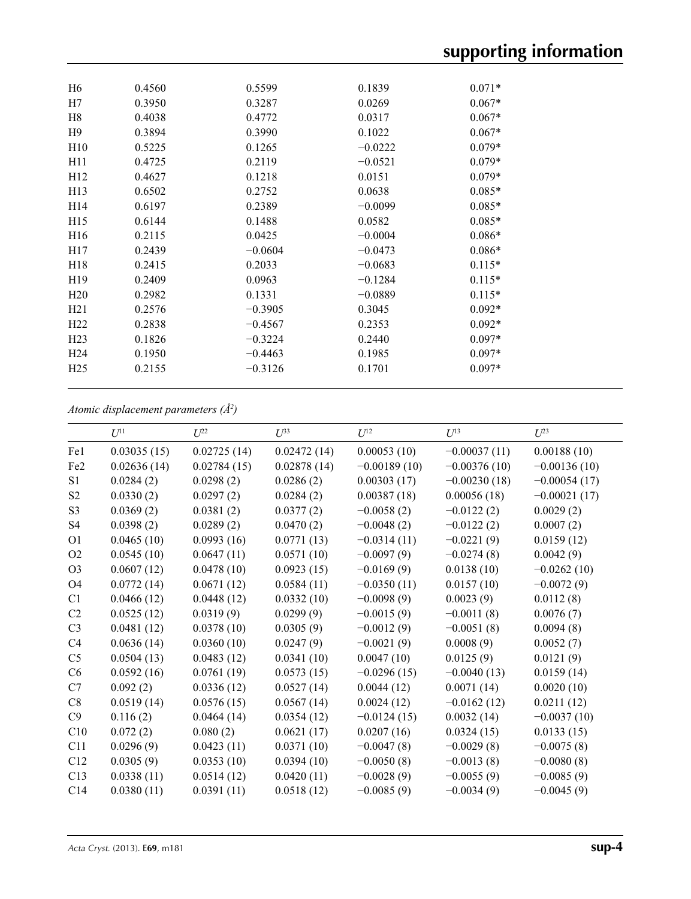| | | | | |
|---|---|---|---|---|
| H6 | 0.4560 | 0.5599 | 0.1839 | 0.071* |
| H7 | 0.3950 | 0.3287 | 0.0269 | 0.067* |
| H8 | 0.4038 | 0.4772 | 0.0317 | 0.067* |
| H9 | 0.3894 | 0.3990 | 0.1022 | 0.067* |
| H10 | 0.5225 | 0.1265 | −0.0222 | 0.079* |
| H11 | 0.4725 | 0.2119 | −0.0521 | 0.079* |
| H12 | 0.4627 | 0.1218 | 0.0151 | 0.079* |
| H13 | 0.6502 | 0.2752 | 0.0638 | 0.085* |
| H14 | 0.6197 | 0.2389 | −0.0099 | 0.085* |
| H15 | 0.6144 | 0.1488 | 0.0582 | 0.085* |
| H16 | 0.2115 | 0.0425 | −0.0004 | 0.086* |
| H17 | 0.2439 | −0.0604 | −0.0473 | 0.086* |
| H18 | 0.2415 | 0.2033 | −0.0683 | 0.115* |
| H19 | 0.2409 | 0.0963 | −0.1284 | 0.115* |
| H20 | 0.2982 | 0.1331 | −0.0889 | 0.115* |
| H21 | 0.2576 | −0.3905 | 0.3045 | 0.092* |
| H22 | 0.2838 | −0.4567 | 0.2353 | 0.092* |
| H23 | 0.1826 | −0.3224 | 0.2440 | 0.097* |
| H24 | 0.1950 | −0.4463 | 0.1985 | 0.097* |
| H25 | 0.2155 | −0.3126 | 0.1701 | 0.097* |

*Atomic displacement parameters (Å$^2$)*

| | $U^{11}$ | $U^{22}$ | $U^{33}$ | $U^{12}$ | $U^{13}$ | $U^{23}$ |
|---|---|---|---|---|---|---|
| Fe1 | 0.03035 (15) | 0.02725 (14) | 0.02472 (14) | 0.00053 (10) | −0.00037 (11) | 0.00188 (10) |
| Fe2 | 0.02636 (14) | 0.02784 (15) | 0.02878 (14) | −0.00189 (10) | −0.00376 (10) | −0.00136 (10) |
| S1 | 0.0284 (2) | 0.0298 (2) | 0.0286 (2) | 0.00303 (17) | −0.00230 (18) | −0.00054 (17) |
| S2 | 0.0330 (2) | 0.0297 (2) | 0.0284 (2) | 0.00387 (18) | 0.00056 (18) | −0.00021 (17) |
| S3 | 0.0369 (2) | 0.0381 (2) | 0.0377 (2) | −0.0058 (2) | −0.0122 (2) | 0.0029 (2) |
| S4 | 0.0398 (2) | 0.0289 (2) | 0.0470 (2) | −0.0048 (2) | −0.0122 (2) | 0.0007 (2) |
| O1 | 0.0465 (10) | 0.0993 (16) | 0.0771 (13) | −0.0314 (11) | −0.0221 (9) | 0.0159 (12) |
| O2 | 0.0545 (10) | 0.0647 (11) | 0.0571 (10) | −0.0097 (9) | −0.0274 (8) | 0.0042 (9) |
| O3 | 0.0607 (12) | 0.0478 (10) | 0.0923 (15) | −0.0169 (9) | 0.0138 (10) | −0.0262 (10) |
| O4 | 0.0772 (14) | 0.0671 (12) | 0.0584 (11) | −0.0350 (11) | 0.0157 (10) | −0.0072 (9) |
| C1 | 0.0466 (12) | 0.0448 (12) | 0.0332 (10) | −0.0098 (9) | 0.0023 (9) | 0.0112 (8) |
| C2 | 0.0525 (12) | 0.0319 (9) | 0.0299 (9) | −0.0015 (9) | −0.0011 (8) | 0.0076 (7) |
| C3 | 0.0481 (12) | 0.0378 (10) | 0.0305 (9) | −0.0012 (9) | −0.0051 (8) | 0.0094 (8) |
| C4 | 0.0636 (14) | 0.0360 (10) | 0.0247 (9) | −0.0021 (9) | 0.0008 (9) | 0.0052 (7) |
| C5 | 0.0504 (13) | 0.0483 (12) | 0.0341 (10) | 0.0047 (10) | 0.0125 (9) | 0.0121 (9) |
| C6 | 0.0592 (16) | 0.0761 (19) | 0.0573 (15) | −0.0296 (15) | −0.0040 (13) | 0.0159 (14) |
| C7 | 0.092 (2) | 0.0336 (12) | 0.0527 (14) | 0.0044 (12) | 0.0071 (14) | 0.0020 (10) |
| C8 | 0.0519 (14) | 0.0576 (15) | 0.0567 (14) | 0.0024 (12) | −0.0162 (12) | 0.0211 (12) |
| C9 | 0.116 (2) | 0.0464 (14) | 0.0354 (12) | −0.0124 (15) | 0.0032 (14) | −0.0037 (10) |
| C10 | 0.072 (2) | 0.080 (2) | 0.0621 (17) | 0.0207 (16) | 0.0324 (15) | 0.0133 (15) |
| C11 | 0.0296 (9) | 0.0423 (11) | 0.0371 (10) | −0.0047 (8) | −0.0029 (8) | −0.0075 (8) |
| C12 | 0.0305 (9) | 0.0353 (10) | 0.0394 (10) | −0.0050 (8) | −0.0013 (8) | −0.0080 (8) |
| C13 | 0.0338 (11) | 0.0514 (12) | 0.0420 (11) | −0.0028 (9) | −0.0055 (9) | −0.0085 (9) |
| C14 | 0.0380 (11) | 0.0391 (11) | 0.0518 (12) | −0.0085 (9) | −0.0034 (9) | −0.0045 (9) |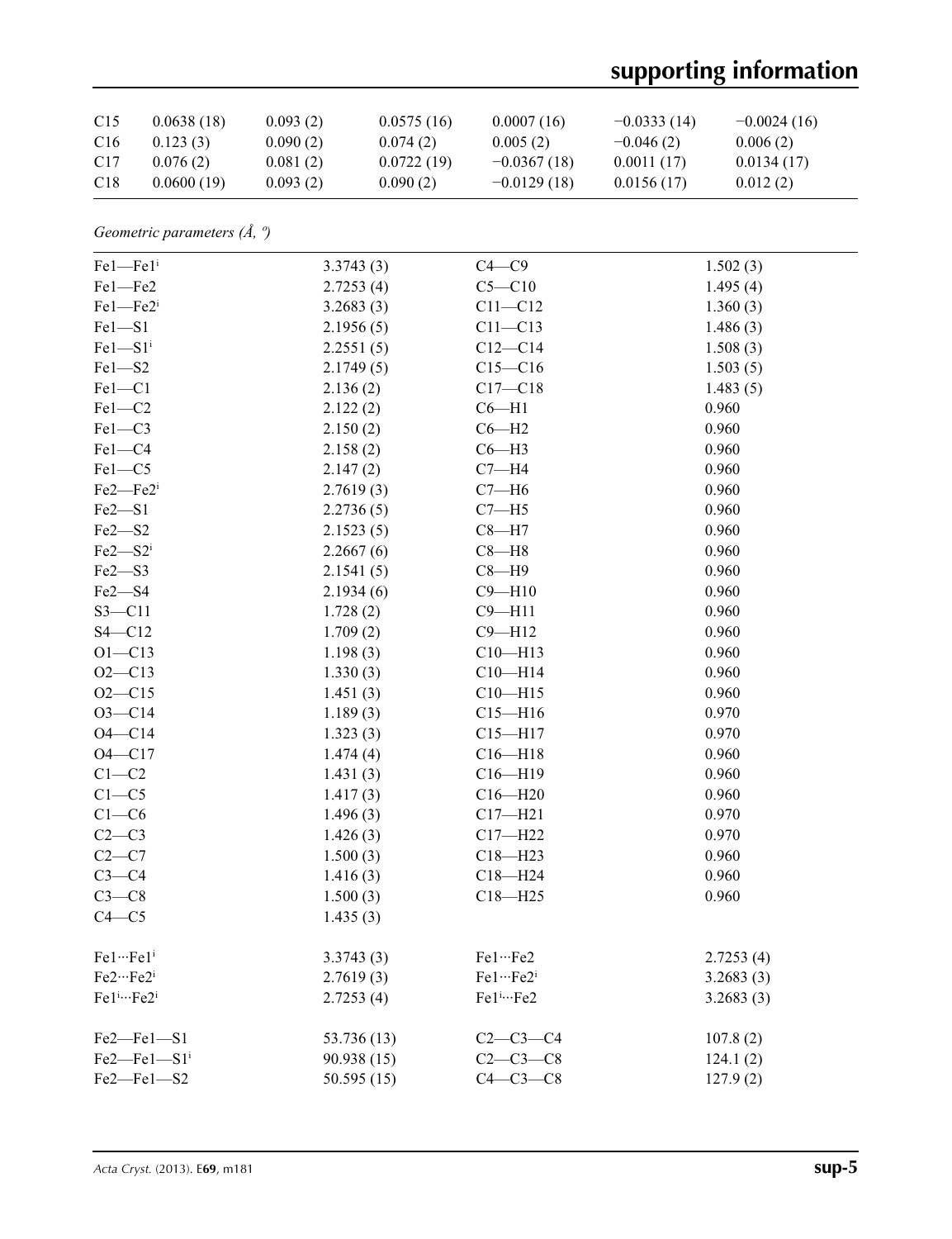| | | | | | | |
|---|---|---|---|---|---|---|
| C15 | 0.0638 (18) | 0.093 (2) | 0.0575 (16) | 0.0007 (16) | −0.0333 (14) | −0.0024 (16) |
| C16 | 0.123 (3) | 0.090 (2) | 0.074 (2) | 0.005 (2) | −0.046 (2) | 0.006 (2) |
| C17 | 0.076 (2) | 0.081 (2) | 0.0722 (19) | −0.0367 (18) | 0.0011 (17) | 0.0134 (17) |
| C18 | 0.0600 (19) | 0.093 (2) | 0.090 (2) | −0.0129 (18) | 0.0156 (17) | 0.012 (2) |

*Geometric parameters (Å, º)*

| | | | |
|---|---|---|---|
| Fe1—Fe1$^{i}$ | 3.3743 (3) | C4—C9 | 1.502 (3) |
| Fe1—Fe2 | 2.7253 (4) | C5—C10 | 1.495 (4) |
| Fe1—Fe2$^{i}$ | 3.2683 (3) | C11—C12 | 1.360 (3) |
| Fe1—S1 | 2.1956 (5) | C11—C13 | 1.486 (3) |
| Fe1—S1$^{i}$ | 2.2551 (5) | C12—C14 | 1.508 (3) |
| Fe1—S2 | 2.1749 (5) | C15—C16 | 1.503 (5) |
| Fe1—C1 | 2.136 (2) | C17—C18 | 1.483 (5) |
| Fe1—C2 | 2.122 (2) | C6—H1 | 0.960 |
| Fe1—C3 | 2.150 (2) | C6—H2 | 0.960 |
| Fe1—C4 | 2.158 (2) | C6—H3 | 0.960 |
| Fe1—C5 | 2.147 (2) | C7—H4 | 0.960 |
| Fe2—Fe2$^{i}$ | 2.7619 (3) | C7—H6 | 0.960 |
| Fe2—S1 | 2.2736 (5) | C7—H5 | 0.960 |
| Fe2—S2 | 2.1523 (5) | C8—H7 | 0.960 |
| Fe2—S2$^{i}$ | 2.2667 (6) | C8—H8 | 0.960 |
| Fe2—S3 | 2.1541 (5) | C8—H9 | 0.960 |
| Fe2—S4 | 2.1934 (6) | C9—H10 | 0.960 |
| S3—C11 | 1.728 (2) | C9—H11 | 0.960 |
| S4—C12 | 1.709 (2) | C9—H12 | 0.960 |
| O1—C13 | 1.198 (3) | C10—H13 | 0.960 |
| O2—C13 | 1.330 (3) | C10—H14 | 0.960 |
| O2—C15 | 1.451 (3) | C10—H15 | 0.960 |
| O3—C14 | 1.189 (3) | C15—H16 | 0.970 |
| O4—C14 | 1.323 (3) | C15—H17 | 0.970 |
| O4—C17 | 1.474 (4) | C16—H18 | 0.960 |
| C1—C2 | 1.431 (3) | C16—H19 | 0.960 |
| C1—C5 | 1.417 (3) | C16—H20 | 0.960 |
| C1—C6 | 1.496 (3) | C17—H21 | 0.970 |
| C2—C3 | 1.426 (3) | C17—H22 | 0.970 |
| C2—C7 | 1.500 (3) | C18—H23 | 0.960 |
| C3—C4 | 1.416 (3) | C18—H24 | 0.960 |
| C3—C8 | 1.500 (3) | C18—H25 | 0.960 |
| C4—C5 | 1.435 (3) | | |
| | | | |
| Fe1···Fe1$^{i}$ | 3.3743 (3) | Fe1···Fe2 | 2.7253 (4) |
| Fe2···Fe2$^{i}$ | 2.7619 (3) | Fe1···Fe2$^{i}$ | 3.2683 (3) |
| Fe1$^{i}$···Fe2$^{i}$ | 2.7253 (4) | Fe1$^{i}$···Fe2 | 3.2683 (3) |
| | | | |
| Fe2—Fe1—S1 | 53.736 (13) | C2—C3—C4 | 107.8 (2) |
| Fe2—Fe1—S1$^{i}$ | 90.938 (15) | C2—C3—C8 | 124.1 (2) |
| Fe2—Fe1—S2 | 50.595 (15) | C4—C3—C8 | 127.9 (2) |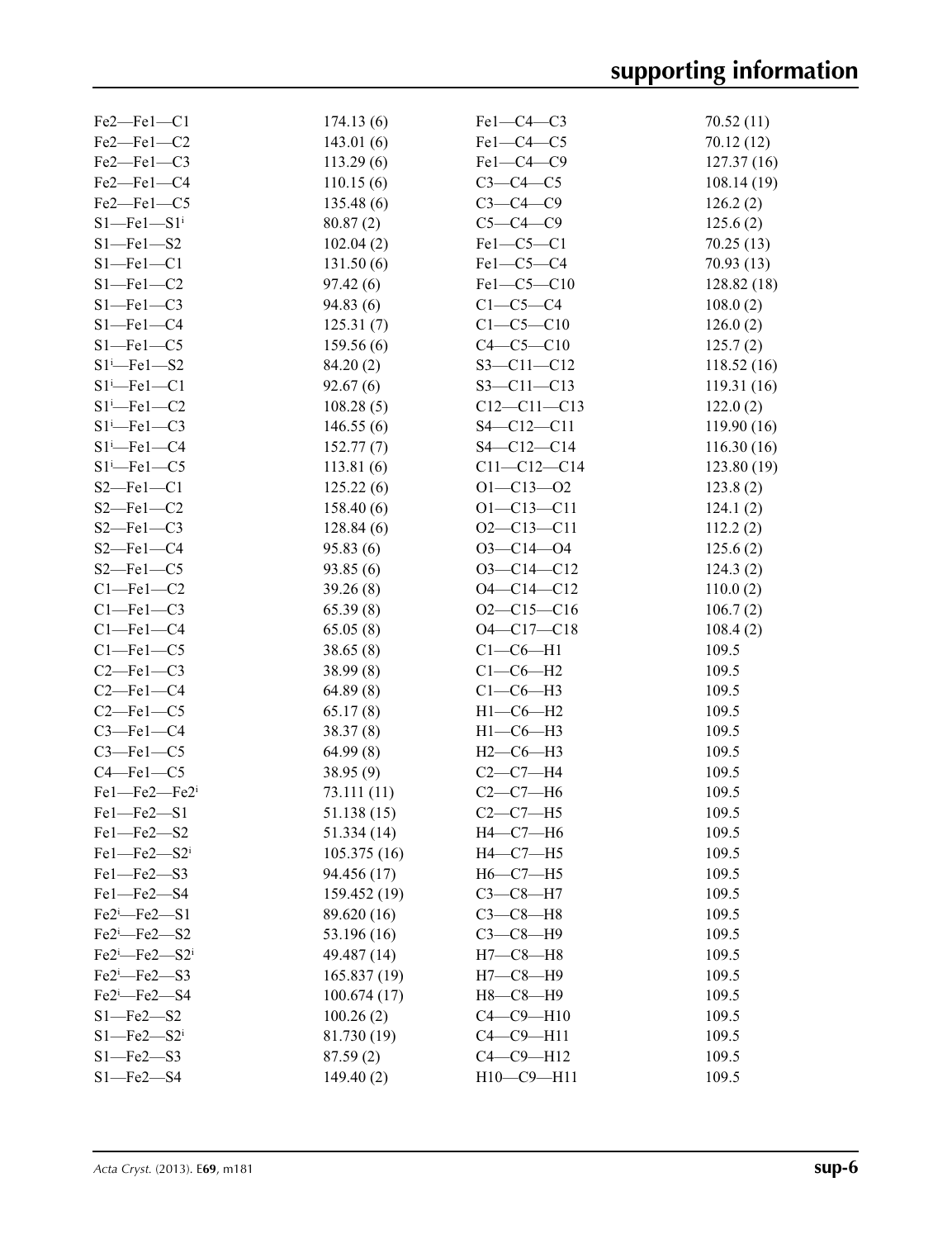| | | | |
|---|---|---|---|
| Fe2—Fe1—C1 | 174.13 (6) | Fe1—C4—C3 | 70.52 (11) |
| Fe2—Fe1—C2 | 143.01 (6) | Fe1—C4—C5 | 70.12 (12) |
| Fe2—Fe1—C3 | 113.29 (6) | Fe1—C4—C9 | 127.37 (16) |
| Fe2—Fe1—C4 | 110.15 (6) | C3—C4—C5 | 108.14 (19) |
| Fe2—Fe1—C5 | 135.48 (6) | C3—C4—C9 | 126.2 (2) |
| S1—Fe1—S1$^{i}$ | 80.87 (2) | C5—C4—C9 | 125.6 (2) |
| S1—Fe1—S2 | 102.04 (2) | Fe1—C5—C1 | 70.25 (13) |
| S1—Fe1—C1 | 131.50 (6) | Fe1—C5—C4 | 70.93 (13) |
| S1—Fe1—C2 | 97.42 (6) | Fe1—C5—C10 | 128.82 (18) |
| S1—Fe1—C3 | 94.83 (6) | C1—C5—C4 | 108.0 (2) |
| S1—Fe1—C4 | 125.31 (7) | C1—C5—C10 | 126.0 (2) |
| S1—Fe1—C5 | 159.56 (6) | C4—C5—C10 | 125.7 (2) |
| S1$^{i}$—Fe1—S2 | 84.20 (2) | S3—C11—C12 | 118.52 (16) |
| S1$^{i}$—Fe1—C1 | 92.67 (6) | S3—C11—C13 | 119.31 (16) |
| S1$^{i}$—Fe1—C2 | 108.28 (5) | C12—C11—C13 | 122.0 (2) |
| S1$^{i}$—Fe1—C3 | 146.55 (6) | S4—C12—C11 | 119.90 (16) |
| S1$^{i}$—Fe1—C4 | 152.77 (7) | S4—C12—C14 | 116.30 (16) |
| S1$^{i}$—Fe1—C5 | 113.81 (6) | C11—C12—C14 | 123.80 (19) |
| S2—Fe1—C1 | 125.22 (6) | O1—C13—O2 | 123.8 (2) |
| S2—Fe1—C2 | 158.40 (6) | O1—C13—C11 | 124.1 (2) |
| S2—Fe1—C3 | 128.84 (6) | O2—C13—C11 | 112.2 (2) |
| S2—Fe1—C4 | 95.83 (6) | O3—C14—O4 | 125.6 (2) |
| S2—Fe1—C5 | 93.85 (6) | O3—C14—C12 | 124.3 (2) |
| C1—Fe1—C2 | 39.26 (8) | O4—C14—C12 | 110.0 (2) |
| C1—Fe1—C3 | 65.39 (8) | O2—C15—C16 | 106.7 (2) |
| C1—Fe1—C4 | 65.05 (8) | O4—C17—C18 | 108.4 (2) |
| C1—Fe1—C5 | 38.65 (8) | C1—C6—H1 | 109.5 |
| C2—Fe1—C3 | 38.99 (8) | C1—C6—H2 | 109.5 |
| C2—Fe1—C4 | 64.89 (8) | C1—C6—H3 | 109.5 |
| C2—Fe1—C5 | 65.17 (8) | H1—C6—H2 | 109.5 |
| C3—Fe1—C4 | 38.37 (8) | H1—C6—H3 | 109.5 |
| C3—Fe1—C5 | 64.99 (8) | H2—C6—H3 | 109.5 |
| C4—Fe1—C5 | 38.95 (9) | C2—C7—H4 | 109.5 |
| Fe1—Fe2—Fe2$^{i}$ | 73.111 (11) | C2—C7—H6 | 109.5 |
| Fe1—Fe2—S1 | 51.138 (15) | C2—C7—H5 | 109.5 |
| Fe1—Fe2—S2 | 51.334 (14) | H4—C7—H6 | 109.5 |
| Fe1—Fe2—S2$^{i}$ | 105.375 (16) | H4—C7—H5 | 109.5 |
| Fe1—Fe2—S3 | 94.456 (17) | H6—C7—H5 | 109.5 |
| Fe1—Fe2—S4 | 159.452 (19) | C3—C8—H7 | 109.5 |
| Fe2$^{i}$—Fe2—S1 | 89.620 (16) | C3—C8—H8 | 109.5 |
| Fe2$^{i}$—Fe2—S2 | 53.196 (16) | C3—C8—H9 | 109.5 |
| Fe2$^{i}$—Fe2—S2$^{i}$ | 49.487 (14) | H7—C8—H8 | 109.5 |
| Fe2$^{i}$—Fe2—S3 | 165.837 (19) | H7—C8—H9 | 109.5 |
| Fe2$^{i}$—Fe2—S4 | 100.674 (17) | H8—C8—H9 | 109.5 |
| S1—Fe2—S2 | 100.26 (2) | C4—C9—H10 | 109.5 |
| S1—Fe2—S2$^{i}$ | 81.730 (19) | C4—C9—H11 | 109.5 |
| S1—Fe2—S3 | 87.59 (2) | C4—C9—H12 | 109.5 |
| S1—Fe2—S4 | 149.40 (2) | H10—C9—H11 | 109.5 |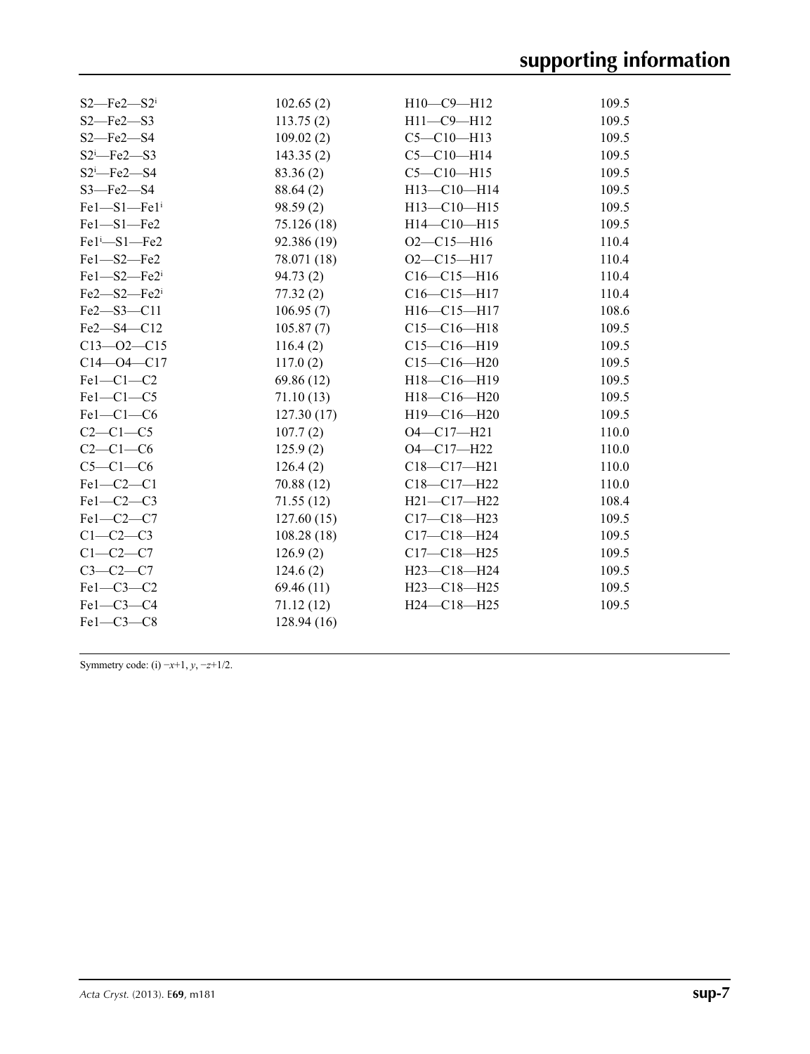| | | | |
|---|---|---|---|
| S2—Fe2—S2$^{i}$ | 102.65 (2) | H10—C9—H12 | 109.5 |
| S2—Fe2—S3 | 113.75 (2) | H11—C9—H12 | 109.5 |
| S2—Fe2—S4 | 109.02 (2) | C5—C10—H13 | 109.5 |
| S2$^{i}$—Fe2—S3 | 143.35 (2) | C5—C10—H14 | 109.5 |
| S2$^{i}$—Fe2—S4 | 83.36 (2) | C5—C10—H15 | 109.5 |
| S3—Fe2—S4 | 88.64 (2) | H13—C10—H14 | 109.5 |
| Fe1—S1—Fe1$^{i}$ | 98.59 (2) | H13—C10—H15 | 109.5 |
| Fe1—S1—Fe2 | 75.126 (18) | H14—C10—H15 | 109.5 |
| Fe1$^{i}$—S1—Fe2 | 92.386 (19) | O2—C15—H16 | 110.4 |
| Fe1—S2—Fe2 | 78.071 (18) | O2—C15—H17 | 110.4 |
| Fe1—S2—Fe2$^{i}$ | 94.73 (2) | C16—C15—H16 | 110.4 |
| Fe2—S2—Fe2$^{i}$ | 77.32 (2) | C16—C15—H17 | 110.4 |
| Fe2—S3—C11 | 106.95 (7) | H16—C15—H17 | 108.6 |
| Fe2—S4—C12 | 105.87 (7) | C15—C16—H18 | 109.5 |
| C13—O2—C15 | 116.4 (2) | C15—C16—H19 | 109.5 |
| C14—O4—C17 | 117.0 (2) | C15—C16—H20 | 109.5 |
| Fe1—C1—C2 | 69.86 (12) | H18—C16—H19 | 109.5 |
| Fe1—C1—C5 | 71.10 (13) | H18—C16—H20 | 109.5 |
| Fe1—C1—C6 | 127.30 (17) | H19—C16—H20 | 109.5 |
| C2—C1—C5 | 107.7 (2) | O4—C17—H21 | 110.0 |
| C2—C1—C6 | 125.9 (2) | O4—C17—H22 | 110.0 |
| C5—C1—C6 | 126.4 (2) | C18—C17—H21 | 110.0 |
| Fe1—C2—C1 | 70.88 (12) | C18—C17—H22 | 110.0 |
| Fe1—C2—C3 | 71.55 (12) | H21—C17—H22 | 108.4 |
| Fe1—C2—C7 | 127.60 (15) | C17—C18—H23 | 109.5 |
| C1—C2—C3 | 108.28 (18) | C17—C18—H24 | 109.5 |
| C1—C2—C7 | 126.9 (2) | C17—C18—H25 | 109.5 |
| C3—C2—C7 | 124.6 (2) | H23—C18—H24 | 109.5 |
| Fe1—C3—C2 | 69.46 (11) | H23—C18—H25 | 109.5 |
| Fe1—C3—C4 | 71.12 (12) | H24—C18—H25 | 109.5 |
| Fe1—C3—C8 | 128.94 (16) | | |

Symmetry code: (i) $-x+1, y, -z+1/2$.